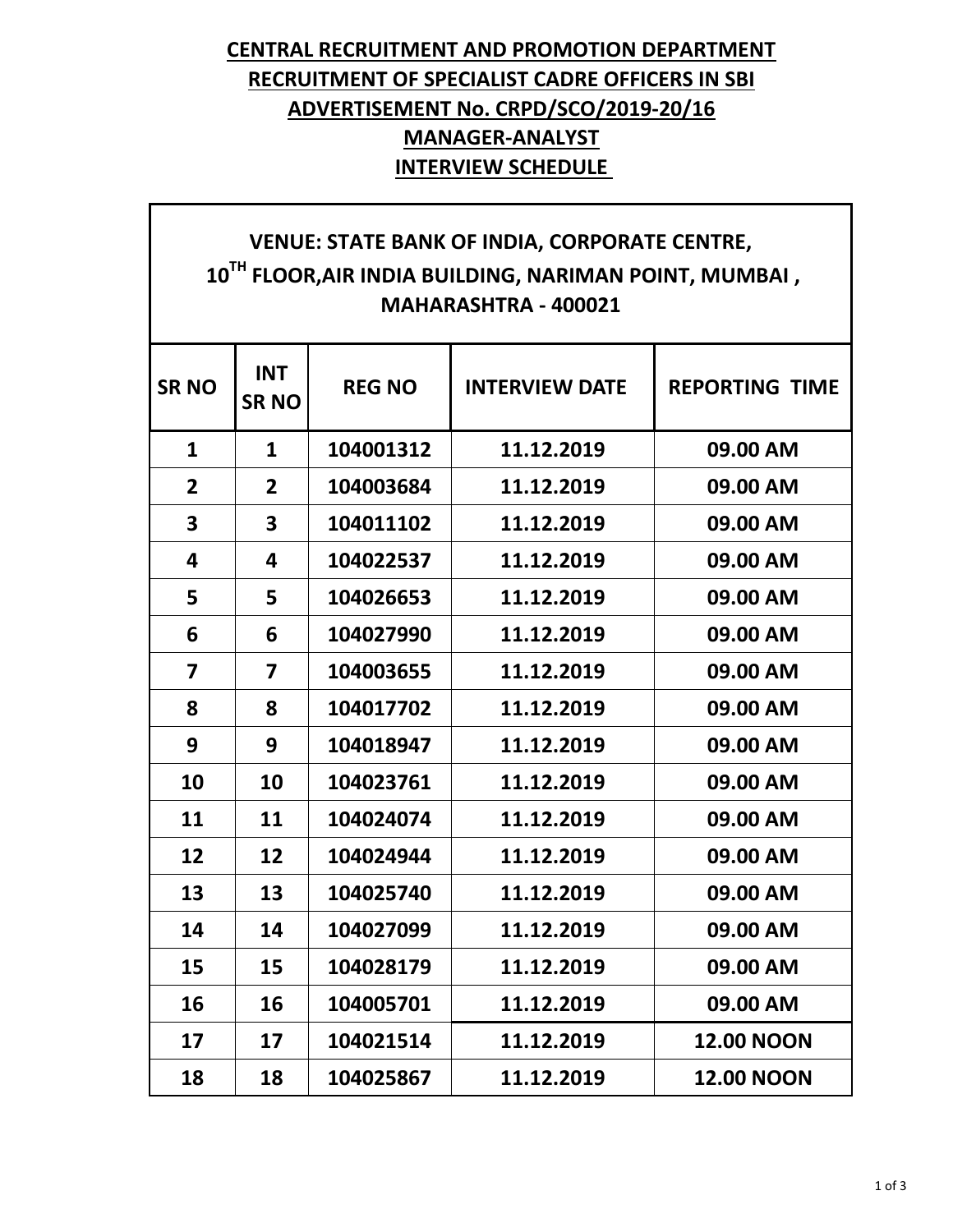# CENTRAL RECRUITMENT AND PROMOTION DEPARTMENT

## RECRUITMENT OF SPECIALIST CADRE OFFICERS IN SBI

## ADVERTISEMENT No. CRPD/SCO/2019-20/16

## MANAGER-ANALYST

## INTERVIEW SCHEDULE

**VENUE: STATE BANK OF INDIA, CORPORATE CENTRE, 10^TH FLOOR,AIR INDIA BUILDING, NARIMAN POINT, MUMBAI , MAHARASHTRA - 400021**

| SR NO | INT SR NO | REG NO | INTERVIEW DATE | REPORTING TIME |
|---|---|---|---|---|
| 1 | 1 | 104001312 | 11.12.2019 | 09.00 AM |
| 2 | 2 | 104003684 | 11.12.2019 | 09.00 AM |
| 3 | 3 | 104011102 | 11.12.2019 | 09.00 AM |
| 4 | 4 | 104022537 | 11.12.2019 | 09.00 AM |
| 5 | 5 | 104026653 | 11.12.2019 | 09.00 AM |
| 6 | 6 | 104027990 | 11.12.2019 | 09.00 AM |
| 7 | 7 | 104003655 | 11.12.2019 | 09.00 AM |
| 8 | 8 | 104017702 | 11.12.2019 | 09.00 AM |
| 9 | 9 | 104018947 | 11.12.2019 | 09.00 AM |
| 10 | 10 | 104023761 | 11.12.2019 | 09.00 AM |
| 11 | 11 | 104024074 | 11.12.2019 | 09.00 AM |
| 12 | 12 | 104024944 | 11.12.2019 | 09.00 AM |
| 13 | 13 | 104025740 | 11.12.2019 | 09.00 AM |
| 14 | 14 | 104027099 | 11.12.2019 | 09.00 AM |
| 15 | 15 | 104028179 | 11.12.2019 | 09.00 AM |
| 16 | 16 | 104005701 | 11.12.2019 | 09.00 AM |
| 17 | 17 | 104021514 | 11.12.2019 | 12.00 NOON |
| 18 | 18 | 104025867 | 11.12.2019 | 12.00 NOON |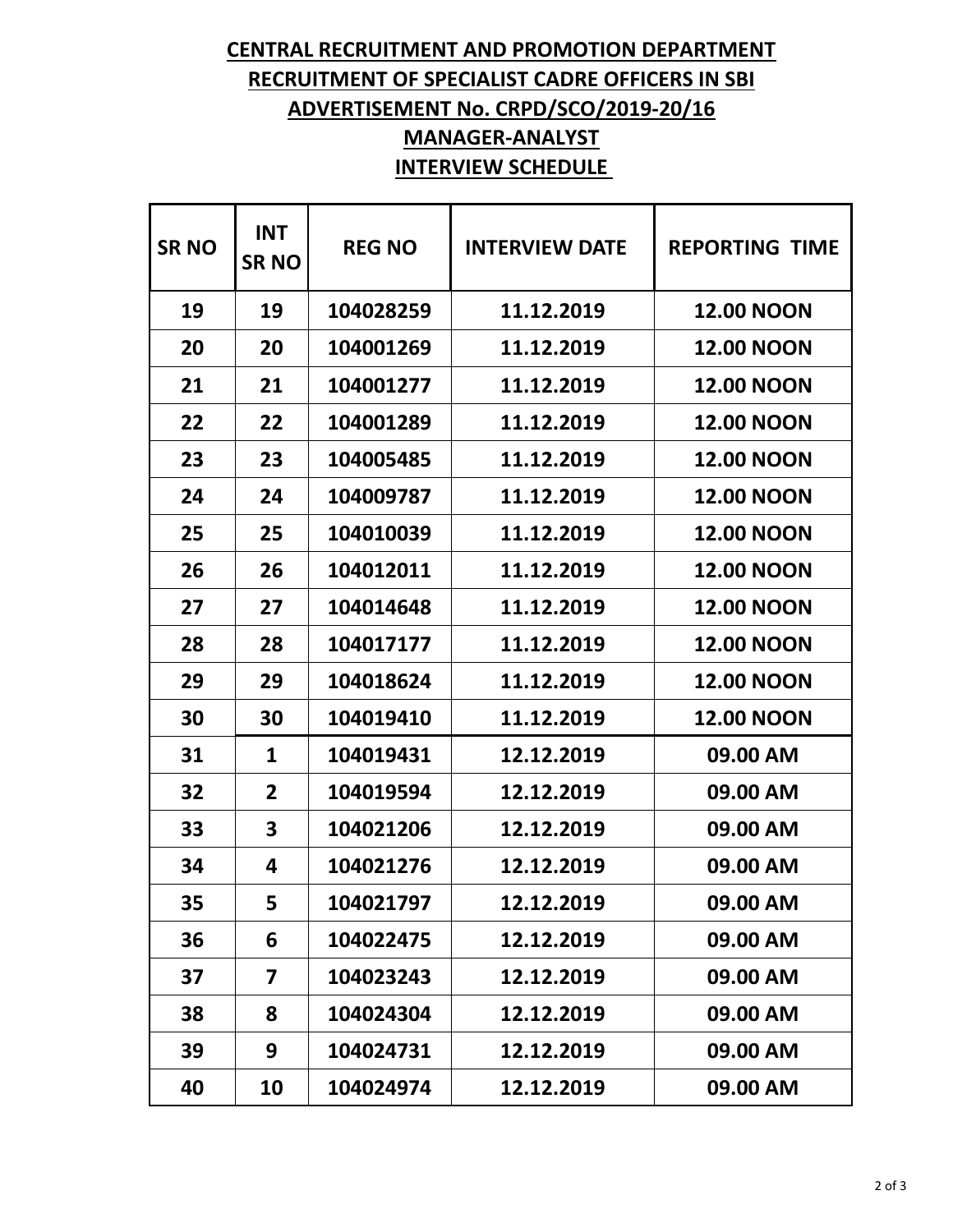# CENTRAL RECRUITMENT AND PROMOTION DEPARTMENT

## RECRUITMENT OF SPECIALIST CADRE OFFICERS IN SBI

## ADVERTISEMENT No. CRPD/SCO/2019-20/16

## MANAGER-ANALYST

## INTERVIEW SCHEDULE

| SR NO | INT SR NO | REG NO | INTERVIEW DATE | REPORTING TIME |
|---|---|---|---|---|
| 19 | 19 | 104028259 | 11.12.2019 | 12.00 NOON |
| 20 | 20 | 104001269 | 11.12.2019 | 12.00 NOON |
| 21 | 21 | 104001277 | 11.12.2019 | 12.00 NOON |
| 22 | 22 | 104001289 | 11.12.2019 | 12.00 NOON |
| 23 | 23 | 104005485 | 11.12.2019 | 12.00 NOON |
| 24 | 24 | 104009787 | 11.12.2019 | 12.00 NOON |
| 25 | 25 | 104010039 | 11.12.2019 | 12.00 NOON |
| 26 | 26 | 104012011 | 11.12.2019 | 12.00 NOON |
| 27 | 27 | 104014648 | 11.12.2019 | 12.00 NOON |
| 28 | 28 | 104017177 | 11.12.2019 | 12.00 NOON |
| 29 | 29 | 104018624 | 11.12.2019 | 12.00 NOON |
| 30 | 30 | 104019410 | 11.12.2019 | 12.00 NOON |
| 31 | 1 | 104019431 | 12.12.2019 | 09.00 AM |
| 32 | 2 | 104019594 | 12.12.2019 | 09.00 AM |
| 33 | 3 | 104021206 | 12.12.2019 | 09.00 AM |
| 34 | 4 | 104021276 | 12.12.2019 | 09.00 AM |
| 35 | 5 | 104021797 | 12.12.2019 | 09.00 AM |
| 36 | 6 | 104022475 | 12.12.2019 | 09.00 AM |
| 37 | 7 | 104023243 | 12.12.2019 | 09.00 AM |
| 38 | 8 | 104024304 | 12.12.2019 | 09.00 AM |
| 39 | 9 | 104024731 | 12.12.2019 | 09.00 AM |
| 40 | 10 | 104024974 | 12.12.2019 | 09.00 AM |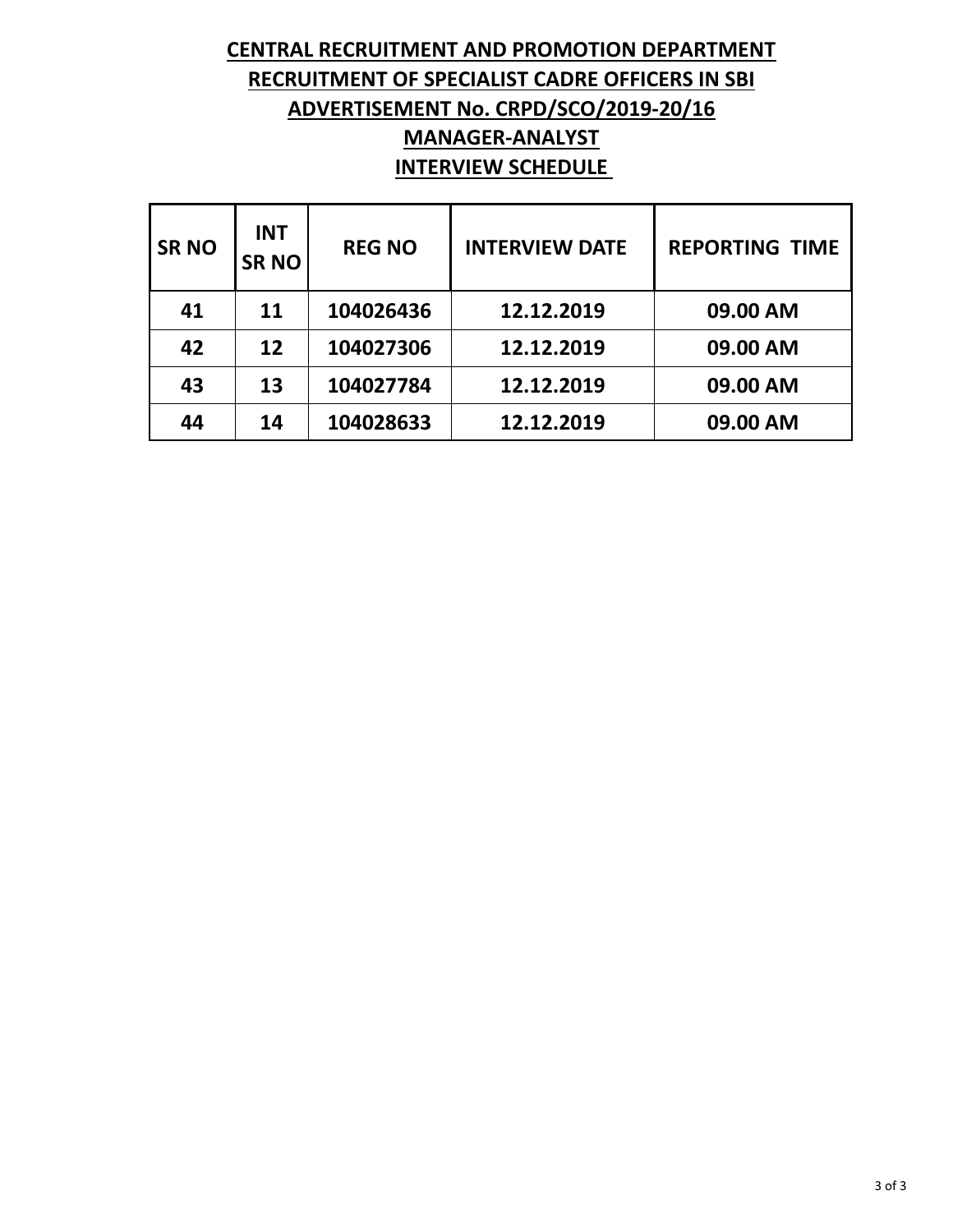**CENTRAL RECRUITMENT AND PROMOTION DEPARTMENT**

**RECRUITMENT OF SPECIALIST CADRE OFFICERS IN SBI**

**ADVERTISEMENT No. CRPD/SCO/2019-20/16**

**MANAGER-ANALYST**

**INTERVIEW SCHEDULE**

| SR NO | INT SR NO | REG NO | INTERVIEW DATE | REPORTING TIME |
|---|---|---|---|---|
| 41 | 11 | 104026436 | 12.12.2019 | 09.00 AM |
| 42 | 12 | 104027306 | 12.12.2019 | 09.00 AM |
| 43 | 13 | 104027784 | 12.12.2019 | 09.00 AM |
| 44 | 14 | 104028633 | 12.12.2019 | 09.00 AM |